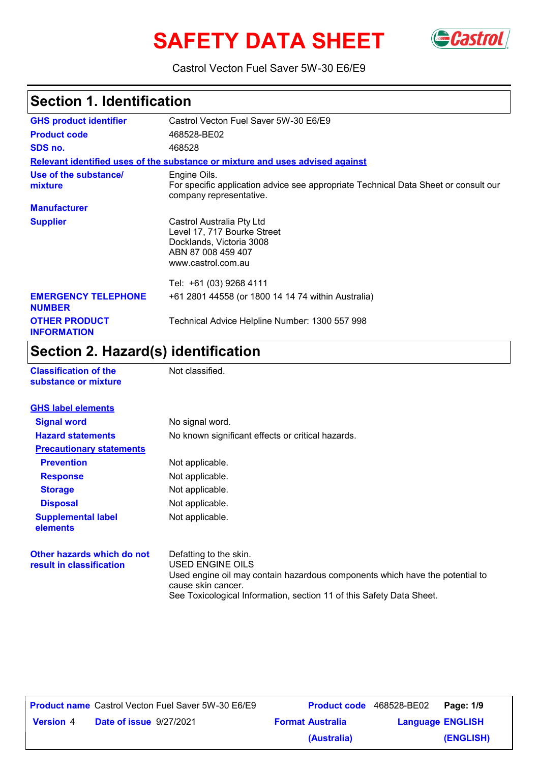# SAFETY DATA SHEET

Castrol Vecton Fuel Saver 5W-30 E6/E9

## Section 1. Identification

| | |
|---|---|
| **GHS product identifier** | Castrol Vecton Fuel Saver 5W-30 E6/E9 |
| **Product code** | 468528-BE02 |
| **SDS no.** | 468528 |

**Relevant identified uses of the substance or mixture and uses advised against**

| | |
|---|---|
| **Use of the substance/ mixture** | Engine Oils. For specific application advice see appropriate Technical Data Sheet or consult our company representative. |
| **Manufacturer** | |
| **Supplier** | Castrol Australia Pty Ltd<br>Level 17, 717 Bourke Street<br>Docklands, Victoria 3008<br>ABN 87 008 459 407<br>www.castrol.com.au<br><br>Tel: +61 (03) 9268 4111 |
| **EMERGENCY TELEPHONE NUMBER** | +61 2801 44558 (or 1800 14 14 74 within Australia) |
| **OTHER PRODUCT INFORMATION** | Technical Advice Helpline Number: 1300 557 998 |

## Section 2. Hazard(s) identification

| | |
|---|---|
| **Classification of the substance or mixture** | Not classified. |

**GHS label elements**

| | |
|---|---|
| **Signal word** | No signal word. |
| **Hazard statements** | No known significant effects or critical hazards. |

**Precautionary statements**

| | |
|---|---|
| **Prevention** | Not applicable. |
| **Response** | Not applicable. |
| **Storage** | Not applicable. |
| **Disposal** | Not applicable. |
| **Supplemental label elements** | Not applicable. |

| | |
|---|---|
| **Other hazards which do not result in classification** | Defatting to the skin.<br>USED ENGINE OILS<br>Used engine oil may contain hazardous components which have the potential to cause skin cancer.<br>See Toxicological Information, section 11 of this Safety Data Sheet. |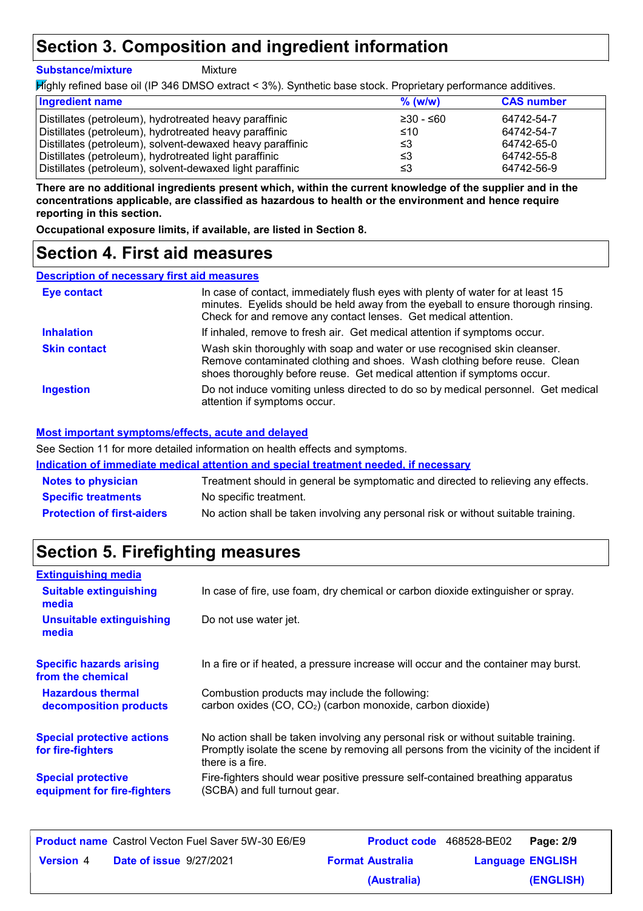## Section 3. Composition and ingredient information

**Substance/mixture** Mixture

Highly refined base oil (IP 346 DMSO extract < 3%). Synthetic base stock. Proprietary performance additives.

| Ingredient name | % (w/w) | CAS number |
|---|---|---|
| Distillates (petroleum), hydrotreated heavy paraffinic | ≥30 - ≤60 | 64742-54-7 |
| Distillates (petroleum), hydrotreated heavy paraffinic | ≤10 | 64742-54-7 |
| Distillates (petroleum), solvent-dewaxed heavy paraffinic | ≤3 | 64742-65-0 |
| Distillates (petroleum), hydrotreated light paraffinic | ≤3 | 64742-55-8 |
| Distillates (petroleum), solvent-dewaxed light paraffinic | ≤3 | 64742-56-9 |

**There are no additional ingredients present which, within the current knowledge of the supplier and in the concentrations applicable, are classified as hazardous to health or the environment and hence require reporting in this section.**

**Occupational exposure limits, if available, are listed in Section 8.**

## Section 4. First aid measures

### Description of necessary first aid measures

**Eye contact**: In case of contact, immediately flush eyes with plenty of water for at least 15 minutes. Eyelids should be held away from the eyeball to ensure thorough rinsing. Check for and remove any contact lenses. Get medical attention.

**Inhalation**: If inhaled, remove to fresh air. Get medical attention if symptoms occur.

**Skin contact**: Wash skin thoroughly with soap and water or use recognised skin cleanser. Remove contaminated clothing and shoes. Wash clothing before reuse. Clean shoes thoroughly before reuse. Get medical attention if symptoms occur.

**Ingestion**: Do not induce vomiting unless directed to do so by medical personnel. Get medical attention if symptoms occur.

### Most important symptoms/effects, acute and delayed

See Section 11 for more detailed information on health effects and symptoms.

### Indication of immediate medical attention and special treatment needed, if necessary

**Notes to physician**: Treatment should in general be symptomatic and directed to relieving any effects.

**Specific treatments**: No specific treatment.

**Protection of first-aiders**: No action shall be taken involving any personal risk or without suitable training.

## Section 5. Firefighting measures

### Extinguishing media

**Suitable extinguishing media**: In case of fire, use foam, dry chemical or carbon dioxide extinguisher or spray.

**Unsuitable extinguishing media**: Do not use water jet.

**Specific hazards arising from the chemical**: In a fire or if heated, a pressure increase will occur and the container may burst.

**Hazardous thermal decomposition products**: Combustion products may include the following:
carbon oxides ($CO$, $CO_2$) (carbon monoxide, carbon dioxide)

**Special protective actions for fire-fighters**: No action shall be taken involving any personal risk or without suitable training. Promptly isolate the scene by removing all persons from the vicinity of the incident if there is a fire.

**Special protective equipment for fire-fighters**: Fire-fighters should wear positive pressure self-contained breathing apparatus (SCBA) and full turnout gear.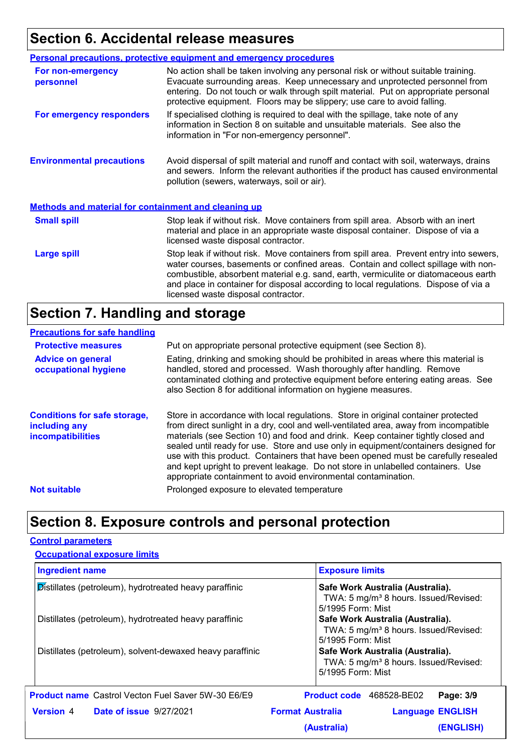## Section 6. Accidental release measures

### Personal precautions, protective equipment and emergency procedures

**For non-emergency personnel**

No action shall be taken involving any personal risk or without suitable training. Evacuate surrounding areas. Keep unnecessary and unprotected personnel from entering. Do not touch or walk through spilt material. Put on appropriate personal protective equipment. Floors may be slippery; use care to avoid falling.

**For emergency responders**

If specialised clothing is required to deal with the spillage, take note of any information in Section 8 on suitable and unsuitable materials. See also the information in "For non-emergency personnel".

**Environmental precautions**

Avoid dispersal of spilt material and runoff and contact with soil, waterways, drains and sewers. Inform the relevant authorities if the product has caused environmental pollution (sewers, waterways, soil or air).

### Methods and material for containment and cleaning up

**Small spill**

Stop leak if without risk. Move containers from spill area. Absorb with an inert material and place in an appropriate waste disposal container. Dispose of via a licensed waste disposal contractor.

**Large spill**

Stop leak if without risk. Move containers from spill area. Prevent entry into sewers, water courses, basements or confined areas. Contain and collect spillage with non-combustible, absorbent material e.g. sand, earth, vermiculite or diatomaceous earth and place in container for disposal according to local regulations. Dispose of via a licensed waste disposal contractor.

## Section 7. Handling and storage

### Precautions for safe handling

**Protective measures**

Put on appropriate personal protective equipment (see Section 8).

**Advice on general occupational hygiene**

Eating, drinking and smoking should be prohibited in areas where this material is handled, stored and processed. Wash thoroughly after handling. Remove contaminated clothing and protective equipment before entering eating areas. See also Section 8 for additional information on hygiene measures.

**Conditions for safe storage, including any incompatibilities**

Store in accordance with local regulations. Store in original container protected from direct sunlight in a dry, cool and well-ventilated area, away from incompatible materials (see Section 10) and food and drink. Keep container tightly closed and sealed until ready for use. Store and use only in equipment/containers designed for use with this product. Containers that have been opened must be carefully resealed and kept upright to prevent leakage. Do not store in unlabelled containers. Use appropriate containment to avoid environmental contamination.

**Not suitable**

Prolonged exposure to elevated temperature

## Section 8. Exposure controls and personal protection

### Control parameters

#### Occupational exposure limits

| Ingredient name | Exposure limits |
|---|---|
| Distillates (petroleum), hydrotreated heavy paraffinic | **Safe Work Australia (Australia).** TWA: 5 mg/m³ 8 hours. Issued/Revised: 5/1995 Form: Mist |
| Distillates (petroleum), hydrotreated heavy paraffinic | **Safe Work Australia (Australia).** TWA: 5 mg/m³ 8 hours. Issued/Revised: 5/1995 Form: Mist |
| Distillates (petroleum), solvent-dewaxed heavy paraffinic | **Safe Work Australia (Australia).** TWA: 5 mg/m³ 8 hours. Issued/Revised: 5/1995 Form: Mist |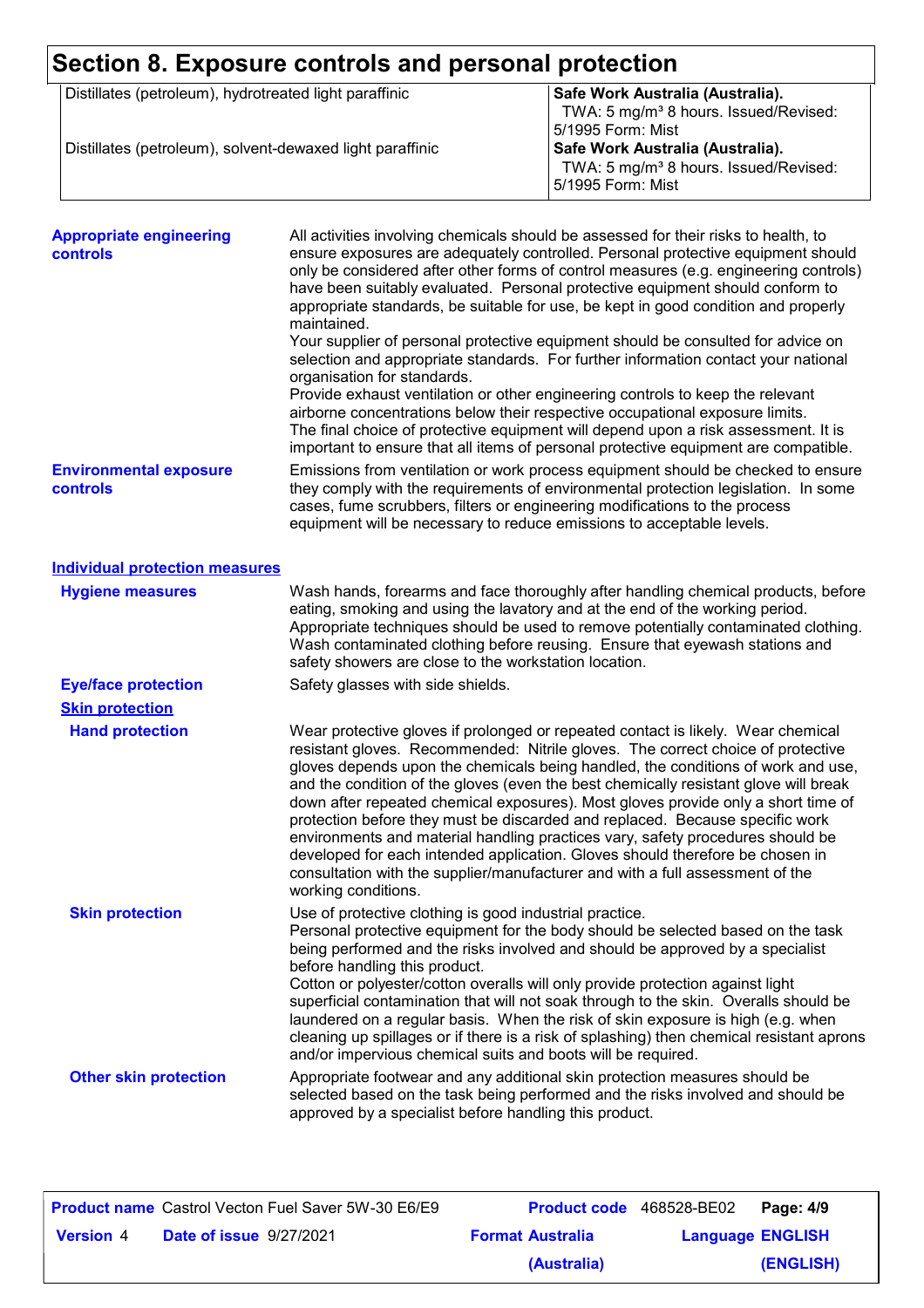# Section 8. Exposure controls and personal protection

| | |
|---|---|
| Distillates (petroleum), hydrotreated light paraffinic | **Safe Work Australia (Australia).** TWA: 5 mg/m³ 8 hours. Issued/Revised: 5/1995 Form: Mist |
| Distillates (petroleum), solvent-dewaxed light paraffinic | **Safe Work Australia (Australia).** TWA: 5 mg/m³ 8 hours. Issued/Revised: 5/1995 Form: Mist |

**Appropriate engineering controls**

All activities involving chemicals should be assessed for their risks to health, to ensure exposures are adequately controlled. Personal protective equipment should only be considered after other forms of control measures (e.g. engineering controls) have been suitably evaluated. Personal protective equipment should conform to appropriate standards, be suitable for use, be kept in good condition and properly maintained.
Your supplier of personal protective equipment should be consulted for advice on selection and appropriate standards. For further information contact your national organisation for standards.
Provide exhaust ventilation or other engineering controls to keep the relevant airborne concentrations below their respective occupational exposure limits.
The final choice of protective equipment will depend upon a risk assessment. It is important to ensure that all items of personal protective equipment are compatible.

**Environmental exposure controls**

Emissions from ventilation or work process equipment should be checked to ensure they comply with the requirements of environmental protection legislation. In some cases, fume scrubbers, filters or engineering modifications to the process equipment will be necessary to reduce emissions to acceptable levels.

## Individual protection measures

**Hygiene measures**

Wash hands, forearms and face thoroughly after handling chemical products, before eating, smoking and using the lavatory and at the end of the working period. Appropriate techniques should be used to remove potentially contaminated clothing. Wash contaminated clothing before reusing. Ensure that eyewash stations and safety showers are close to the workstation location.

**Eye/face protection**

Safety glasses with side shields.

### Skin protection

**Hand protection**

Wear protective gloves if prolonged or repeated contact is likely. Wear chemical resistant gloves. Recommended: Nitrile gloves. The correct choice of protective gloves depends upon the chemicals being handled, the conditions of work and use, and the condition of the gloves (even the best chemically resistant glove will break down after repeated chemical exposures). Most gloves provide only a short time of protection before they must be discarded and replaced. Because specific work environments and material handling practices vary, safety procedures should be developed for each intended application. Gloves should therefore be chosen in consultation with the supplier/manufacturer and with a full assessment of the working conditions.

**Skin protection**

Use of protective clothing is good industrial practice.
Personal protective equipment for the body should be selected based on the task being performed and the risks involved and should be approved by a specialist before handling this product.
Cotton or polyester/cotton overalls will only provide protection against light superficial contamination that will not soak through to the skin. Overalls should be laundered on a regular basis. When the risk of skin exposure is high (e.g. when cleaning up spillages or if there is a risk of splashing) then chemical resistant aprons and/or impervious chemical suits and boots will be required.

**Other skin protection**

Appropriate footwear and any additional skin protection measures should be selected based on the task being performed and the risks involved and should be approved by a specialist before handling this product.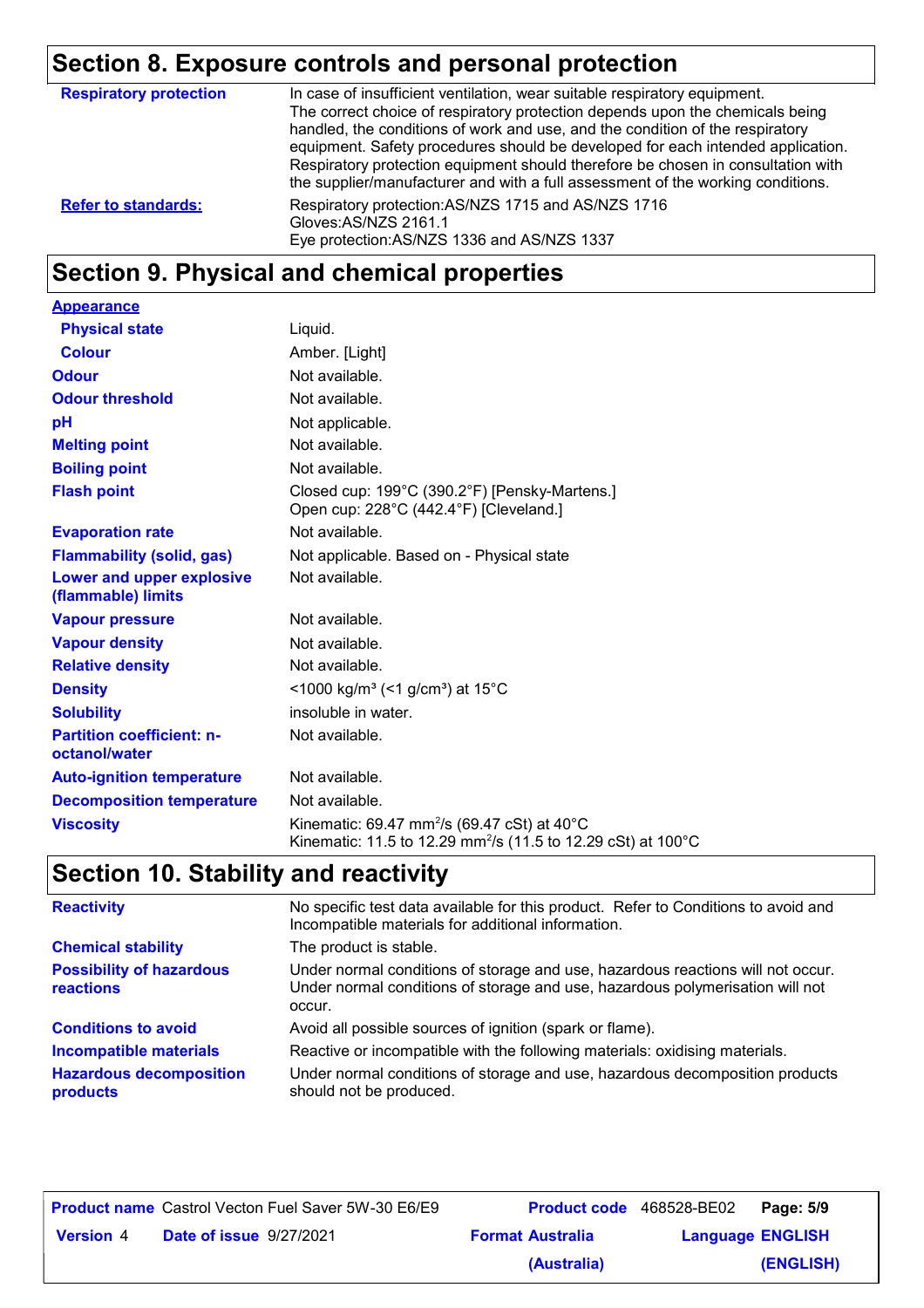## Section 8. Exposure controls and personal protection

| | |
|---|---|
| **Respiratory protection** | In case of insufficient ventilation, wear suitable respiratory equipment. The correct choice of respiratory protection depends upon the chemicals being handled, the conditions of work and use, and the condition of the respiratory equipment. Safety procedures should be developed for each intended application. Respiratory protection equipment should therefore be chosen in consultation with the supplier/manufacturer and with a full assessment of the working conditions. |
| **Refer to standards:** | Respiratory protection:AS/NZS 1715 and AS/NZS 1716<br>Gloves:AS/NZS 2161.1<br>Eye protection:AS/NZS 1336 and AS/NZS 1337 |

## Section 9. Physical and chemical properties

| | |
|---|---|
| **Appearance** | |
| **Physical state** | Liquid. |
| **Colour** | Amber. [Light] |
| **Odour** | Not available. |
| **Odour threshold** | Not available. |
| **pH** | Not applicable. |
| **Melting point** | Not available. |
| **Boiling point** | Not available. |
| **Flash point** | Closed cup: 199°C (390.2°F) [Pensky-Martens.]<br>Open cup: 228°C (442.4°F) [Cleveland.] |
| **Evaporation rate** | Not available. |
| **Flammability (solid, gas)** | Not applicable. Based on - Physical state |
| **Lower and upper explosive (flammable) limits** | Not available. |
| **Vapour pressure** | Not available. |
| **Vapour density** | Not available. |
| **Relative density** | Not available. |
| **Density** | <1000 kg/m³ (<1 g/cm³) at 15°C |
| **Solubility** | insoluble in water. |
| **Partition coefficient: n-octanol/water** | Not available. |
| **Auto-ignition temperature** | Not available. |
| **Decomposition temperature** | Not available. |
| **Viscosity** | Kinematic: 69.47 $mm^2/s$ (69.47 cSt) at 40°C<br>Kinematic: 11.5 to 12.29 $mm^2/s$ (11.5 to 12.29 cSt) at 100°C |

## Section 10. Stability and reactivity

| | |
|---|---|
| **Reactivity** | No specific test data available for this product. Refer to Conditions to avoid and Incompatible materials for additional information. |
| **Chemical stability** | The product is stable. |
| **Possibility of hazardous reactions** | Under normal conditions of storage and use, hazardous reactions will not occur. Under normal conditions of storage and use, hazardous polymerisation will not occur. |
| **Conditions to avoid** | Avoid all possible sources of ignition (spark or flame). |
| **Incompatible materials** | Reactive or incompatible with the following materials: oxidising materials. |
| **Hazardous decomposition products** | Under normal conditions of storage and use, hazardous decomposition products should not be produced. |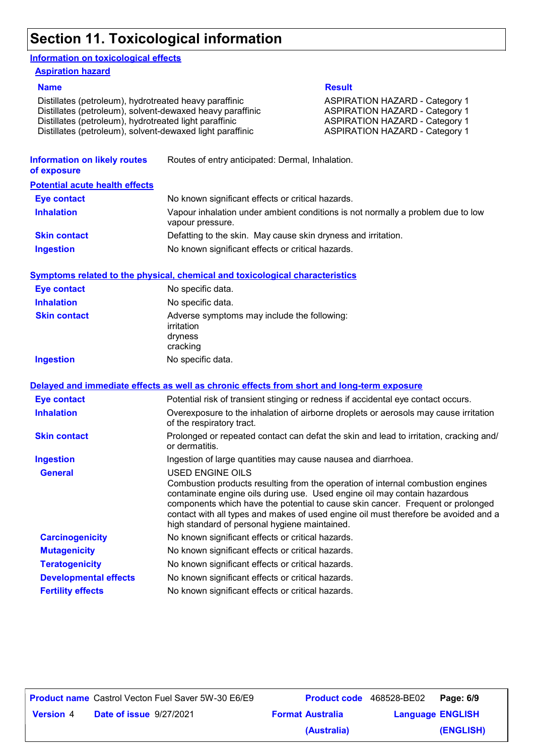# Section 11. Toxicological information

## Information on toxicological effects

### Aspiration hazard

| Name | Result |
| --- | --- |
| Distillates (petroleum), hydrotreated heavy paraffinic | ASPIRATION HAZARD - Category 1 |
| Distillates (petroleum), solvent-dewaxed heavy paraffinic | ASPIRATION HAZARD - Category 1 |
| Distillates (petroleum), hydrotreated light paraffinic | ASPIRATION HAZARD - Category 1 |
| Distillates (petroleum), solvent-dewaxed light paraffinic | ASPIRATION HAZARD - Category 1 |

**Information on likely routes of exposure**: Routes of entry anticipated: Dermal, Inhalation.

### Potential acute health effects

**Eye contact**: No known significant effects or critical hazards.

**Inhalation**: Vapour inhalation under ambient conditions is not normally a problem due to low vapour pressure.

**Skin contact**: Defatting to the skin. May cause skin dryness and irritation.

**Ingestion**: No known significant effects or critical hazards.

### Symptoms related to the physical, chemical and toxicological characteristics

**Eye contact**: No specific data.

**Inhalation**: No specific data.

**Skin contact**: Adverse symptoms may include the following:
irritation
dryness
cracking

**Ingestion**: No specific data.

### Delayed and immediate effects as well as chronic effects from short and long-term exposure

**Eye contact**: Potential risk of transient stinging or redness if accidental eye contact occurs.

**Inhalation**: Overexposure to the inhalation of airborne droplets or aerosols may cause irritation of the respiratory tract.

**Skin contact**: Prolonged or repeated contact can defat the skin and lead to irritation, cracking and/or dermatitis.

**Ingestion**: Ingestion of large quantities may cause nausea and diarrhoea.

**General**: USED ENGINE OILS
Combustion products resulting from the operation of internal combustion engines contaminate engine oils during use. Used engine oil may contain hazardous components which have the potential to cause skin cancer. Frequent or prolonged contact with all types and makes of used engine oil must therefore be avoided and a high standard of personal hygiene maintained.

**Carcinogenicity**: No known significant effects or critical hazards.

**Mutagenicity**: No known significant effects or critical hazards.

**Teratogenicity**: No known significant effects or critical hazards.

**Developmental effects**: No known significant effects or critical hazards.

**Fertility effects**: No known significant effects or critical hazards.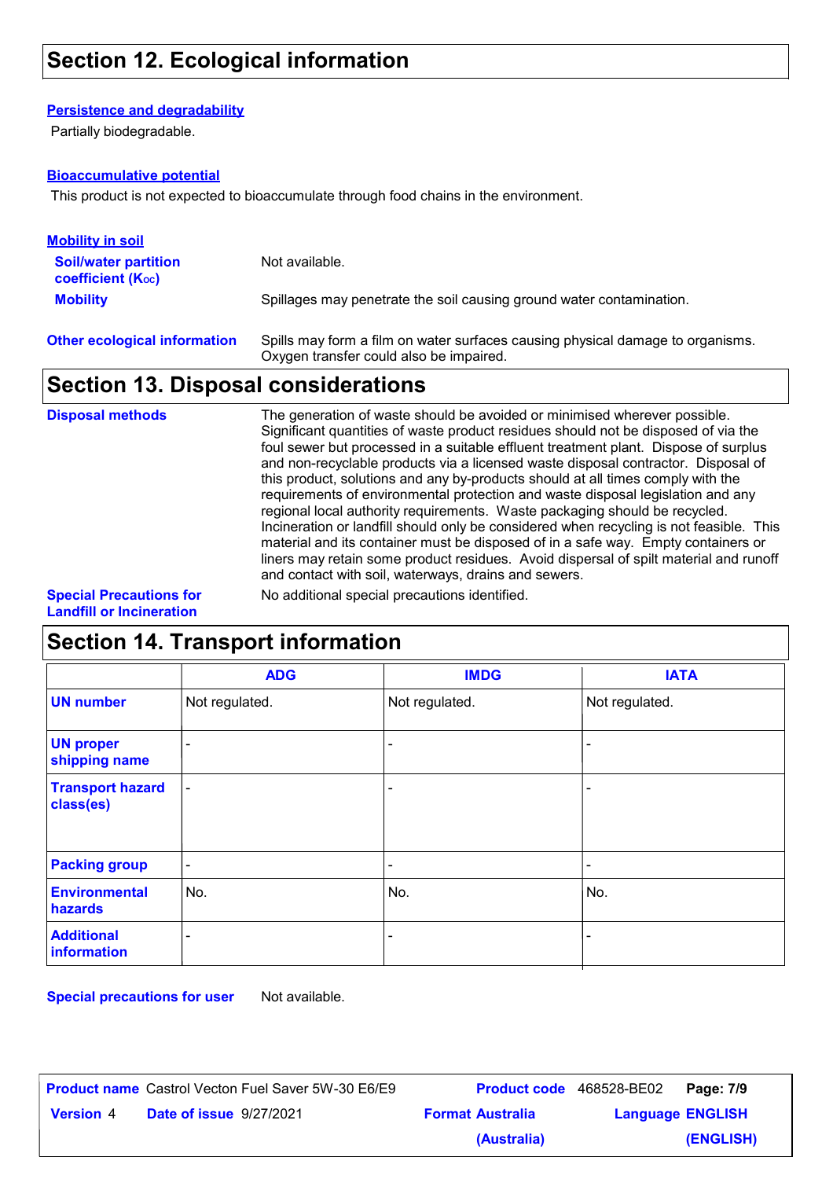## Section 12. Ecological information

**Persistence and degradability**

Partially biodegradable.

**Bioaccumulative potential**

This product is not expected to bioaccumulate through food chains in the environment.

**Mobility in soil**

**Soil/water partition coefficient ($K_{OC}$)**: Not available.

**Mobility**: Spillages may penetrate the soil causing ground water contamination.

**Other ecological information**: Spills may form a film on water surfaces causing physical damage to organisms. Oxygen transfer could also be impaired.

## Section 13. Disposal considerations

**Disposal methods**: The generation of waste should be avoided or minimised wherever possible. Significant quantities of waste product residues should not be disposed of via the foul sewer but processed in a suitable effluent treatment plant. Dispose of surplus and non-recyclable products via a licensed waste disposal contractor. Disposal of this product, solutions and any by-products should at all times comply with the requirements of environmental protection and waste disposal legislation and any regional local authority requirements. Waste packaging should be recycled. Incineration or landfill should only be considered when recycling is not feasible. This material and its container must be disposed of in a safe way. Empty containers or liners may retain some product residues. Avoid dispersal of spilt material and runoff and contact with soil, waterways, drains and sewers.

**Special Precautions for Landfill or Incineration**: No additional special precautions identified.

## Section 14. Transport information

| | ADG | IMDG | IATA |
|---|---|---|---|
| **UN number** | Not regulated. | Not regulated. | Not regulated. |
| **UN proper shipping name** | - | - | - |
| **Transport hazard class(es)** | - | - | - |
| **Packing group** | - | - | - |
| **Environmental hazards** | No. | No. | No. |
| **Additional information** | - | - | - |

**Special precautions for user**: Not available.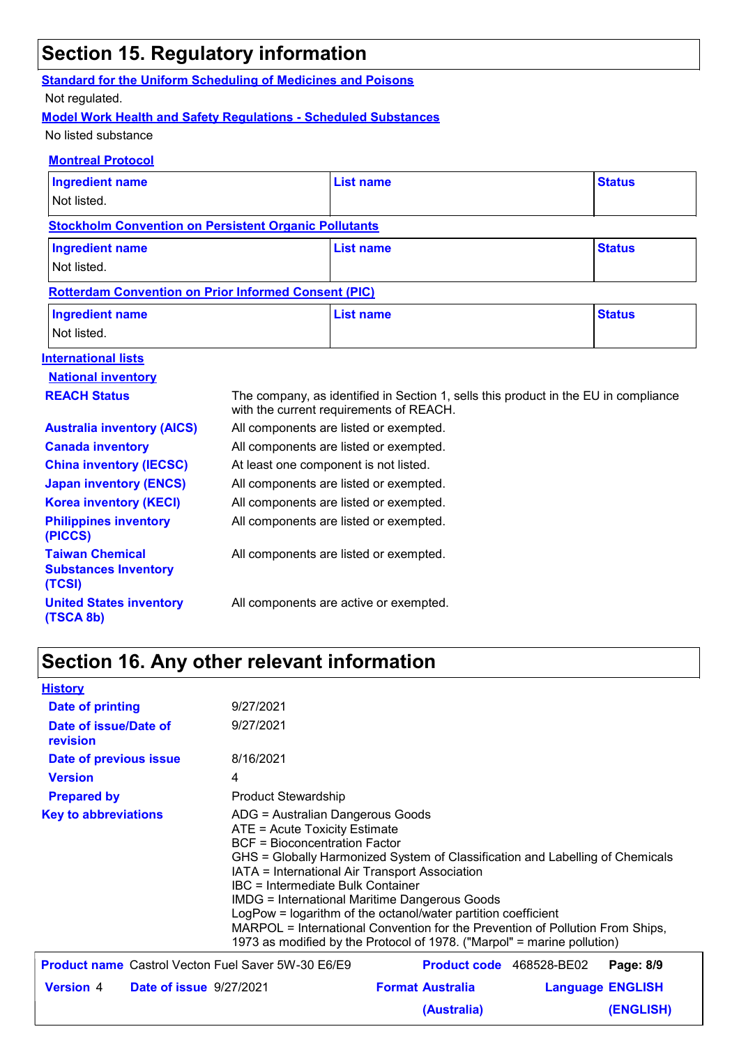## Section 15. Regulatory information

**Standard for the Uniform Scheduling of Medicines and Poisons**

Not regulated.

**Model Work Health and Safety Regulations - Scheduled Substances**

No listed substance

**Montreal Protocol**

| Ingredient name | List name | Status |
|---|---|---|
| Not listed. | | |

**Stockholm Convention on Persistent Organic Pollutants**

| Ingredient name | List name | Status |
|---|---|---|
| Not listed. | | |

**Rotterdam Convention on Prior Informed Consent (PIC)**

| Ingredient name | List name | Status |
|---|---|---|
| Not listed. | | |

**International lists**

**National inventory**

| | |
|---|---|
| **REACH Status** | The company, as identified in Section 1, sells this product in the EU in compliance with the current requirements of REACH. |
| **Australia inventory (AICS)** | All components are listed or exempted. |
| **Canada inventory** | All components are listed or exempted. |
| **China inventory (IECSC)** | At least one component is not listed. |
| **Japan inventory (ENCS)** | All components are listed or exempted. |
| **Korea inventory (KECI)** | All components are listed or exempted. |
| **Philippines inventory (PICCS)** | All components are listed or exempted. |
| **Taiwan Chemical Substances Inventory (TCSI)** | All components are listed or exempted. |
| **United States inventory (TSCA 8b)** | All components are active or exempted. |

## Section 16. Any other relevant information

**History**

| | |
|---|---|
| **Date of printing** | 9/27/2021 |
| **Date of issue/Date of revision** | 9/27/2021 |
| **Date of previous issue** | 8/16/2021 |
| **Version** | 4 |
| **Prepared by** | Product Stewardship |

**Key to abbreviations**

ADG = Australian Dangerous Goods
ATE = Acute Toxicity Estimate
BCF = Bioconcentration Factor
GHS = Globally Harmonized System of Classification and Labelling of Chemicals
IATA = International Air Transport Association
IBC = Intermediate Bulk Container
IMDG = International Maritime Dangerous Goods
LogPow = logarithm of the octanol/water partition coefficient
MARPOL = International Convention for the Prevention of Pollution From Ships, 1973 as modified by the Protocol of 1978. ("Marpol" = marine pollution)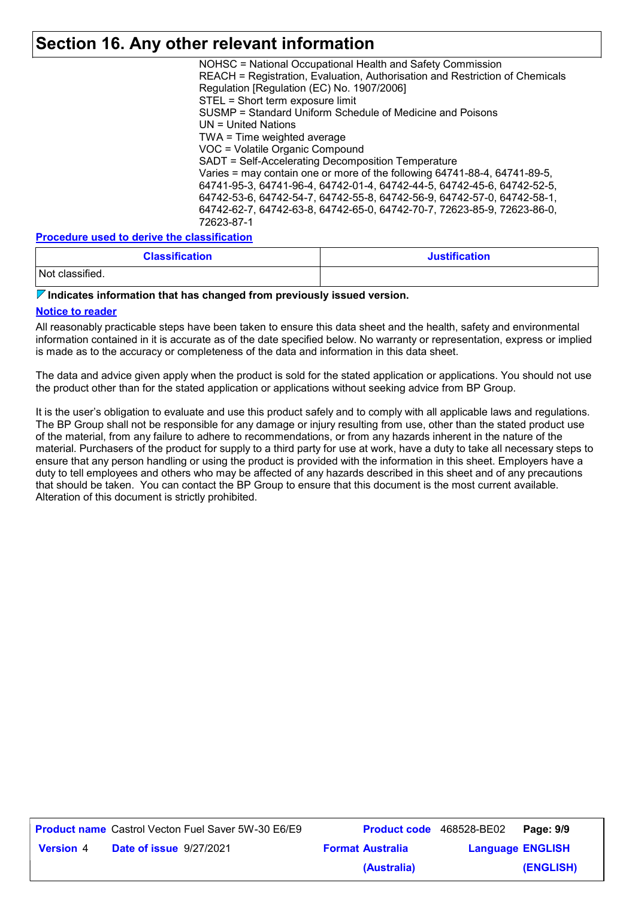## Section 16. Any other relevant information

NOHSC = National Occupational Health and Safety Commission
REACH = Registration, Evaluation, Authorisation and Restriction of Chemicals Regulation [Regulation (EC) No. 1907/2006]
STEL = Short term exposure limit
SUSMP = Standard Uniform Schedule of Medicine and Poisons
UN = United Nations
TWA = Time weighted average
VOC = Volatile Organic Compound
SADT = Self-Accelerating Decomposition Temperature
Varies = may contain one or more of the following 64741-88-4, 64741-89-5, 64741-95-3, 64741-96-4, 64742-01-4, 64742-44-5, 64742-45-6, 64742-52-5, 64742-53-6, 64742-54-7, 64742-55-8, 64742-56-9, 64742-57-0, 64742-58-1, 64742-62-7, 64742-63-8, 64742-65-0, 64742-70-7, 72623-85-9, 72623-86-0, 72623-87-1

**Procedure used to derive the classification**

| Classification | Justification |
|---|---|
| Not classified. | |

**Indicates information that has changed from previously issued version.**

**Notice to reader**

All reasonably practicable steps have been taken to ensure this data sheet and the health, safety and environmental information contained in it is accurate as of the date specified below. No warranty or representation, express or implied is made as to the accuracy or completeness of the data and information in this data sheet.

The data and advice given apply when the product is sold for the stated application or applications. You should not use the product other than for the stated application or applications without seeking advice from BP Group.

It is the user's obligation to evaluate and use this product safely and to comply with all applicable laws and regulations. The BP Group shall not be responsible for any damage or injury resulting from use, other than the stated product use of the material, from any failure to adhere to recommendations, or from any hazards inherent in the nature of the material. Purchasers of the product for supply to a third party for use at work, have a duty to take all necessary steps to ensure that any person handling or using the product is provided with the information in this sheet. Employers have a duty to tell employees and others who may be affected of any hazards described in this sheet and of any precautions that should be taken. You can contact the BP Group to ensure that this document is the most current available. Alteration of this document is strictly prohibited.